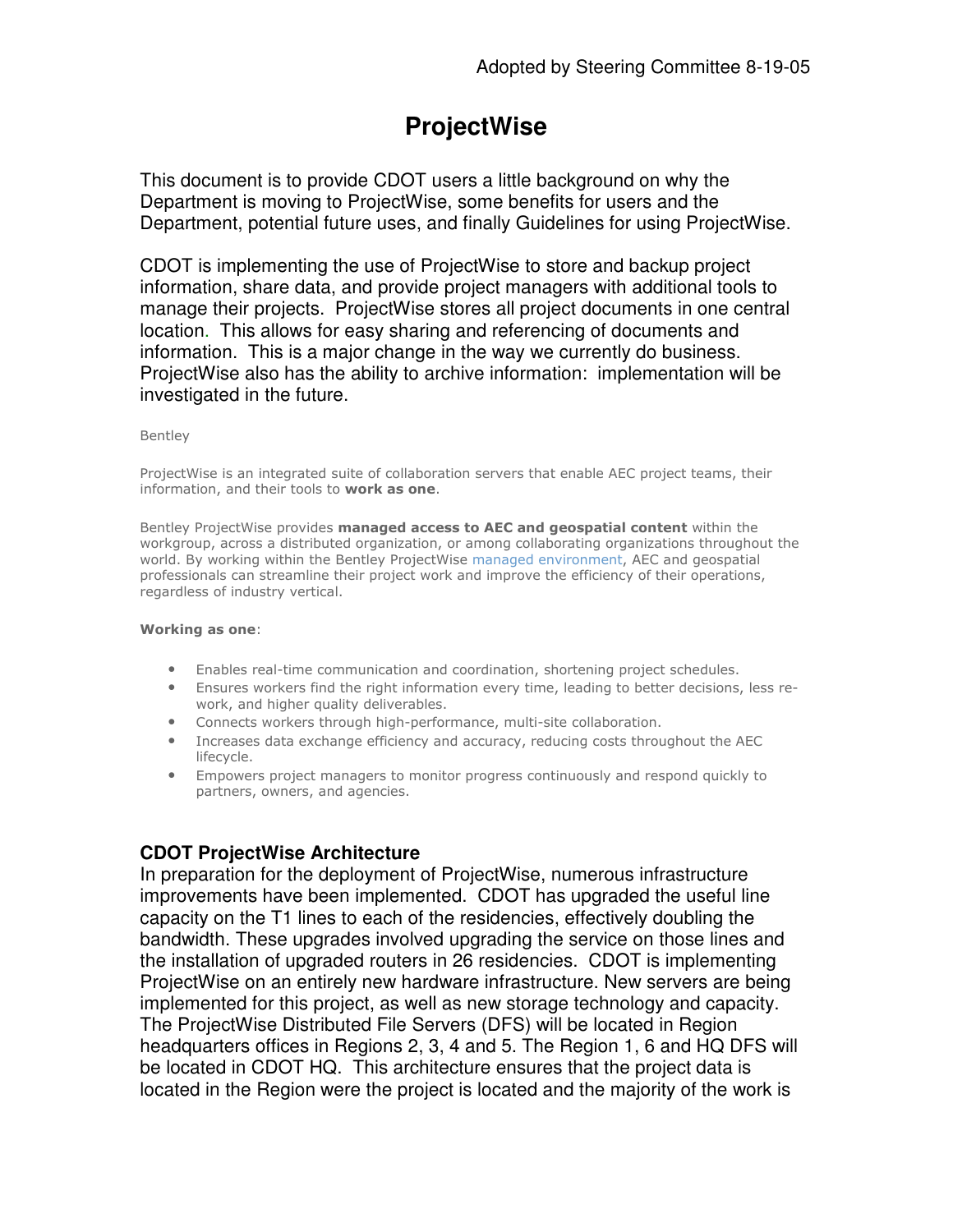Adopted by Steering Committee 8-19-05

# ProjectWise

This document is to provide CDOT users a little background on why the Department is moving to ProjectWise, some benefits for users and the Department, potential future uses, and finally Guidelines for using ProjectWise.

CDOT is implementing the use of ProjectWise to store and backup project information, share data, and provide project managers with additional tools to manage their projects. ProjectWise stores all project documents in one central location. This allows for easy sharing and referencing of documents and information. This is a major change in the way we currently do business. ProjectWise also has the ability to archive information: implementation will be investigated in the future.

Bentley

ProjectWise is an integrated suite of collaboration servers that enable AEC project teams, their information, and their tools to **work as one**.

Bentley ProjectWise provides **managed access to AEC and geospatial content** within the workgroup, across a distributed organization, or among collaborating organizations throughout the world. By working within the Bentley ProjectWise managed environment, AEC and geospatial professionals can streamline their project work and improve the efficiency of their operations, regardless of industry vertical.

**Working as one**:

- Enables real-time communication and coordination, shortening project schedules.
- Ensures workers find the right information every time, leading to better decisions, less re-work, and higher quality deliverables.
- Connects workers through high-performance, multi-site collaboration.
- Increases data exchange efficiency and accuracy, reducing costs throughout the AEC lifecycle.
- Empowers project managers to monitor progress continuously and respond quickly to partners, owners, and agencies.

## CDOT ProjectWise Architecture

In preparation for the deployment of ProjectWise, numerous infrastructure improvements have been implemented. CDOT has upgraded the useful line capacity on the T1 lines to each of the residencies, effectively doubling the bandwidth. These upgrades involved upgrading the service on those lines and the installation of upgraded routers in 26 residencies. CDOT is implementing ProjectWise on an entirely new hardware infrastructure. New servers are being implemented for this project, as well as new storage technology and capacity. The ProjectWise Distributed File Servers (DFS) will be located in Region headquarters offices in Regions 2, 3, 4 and 5. The Region 1, 6 and HQ DFS will be located in CDOT HQ. This architecture ensures that the project data is located in the Region were the project is located and the majority of the work is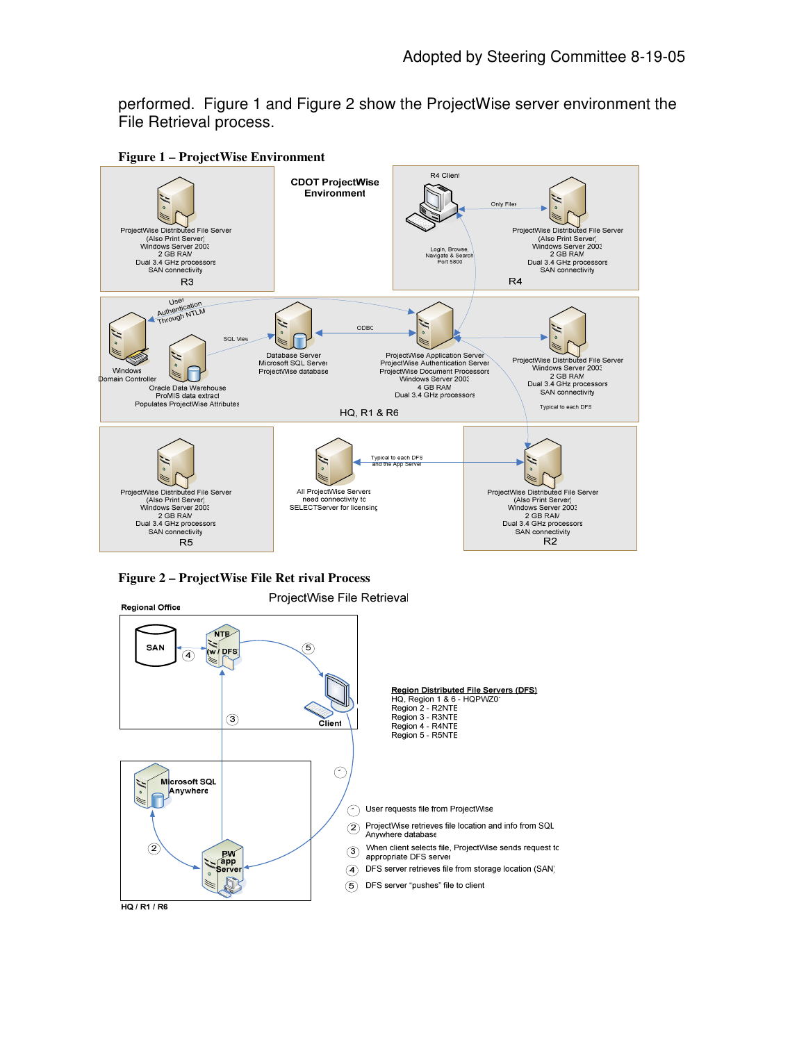performed. Figure 1 and Figure 2 show the ProjectWise server environment the File Retrieval process.

**Figure 1 – ProjectWise Environment**

CDOT ProjectWise Environment

R3: ProjectWise Distributed File Server (Also Print Server) Windows Server 2003 2 GB RAM Dual 3.4 GHz processors SAN connectivity

R4: R4 Client — Only Files — ProjectWise Distributed File Server (Also Print Server) Windows Server 2003 2 GB RAM Dual 3.4 GHz processors SAN connectivity

Login, Browse, Navigate & Search Port 5800

HQ, R1 & R6:

- Windows Domain Controller — User Authentication Through NTLM
- Oracle Data Warehouse ProMIS data extract Populates ProjectWise Attributes — SQL View
- Database Server Microsoft SQL Server ProjectWise database — ODBC
- ProjectWise Application Server ProjectWise Authentication Server ProjectWise Document Processors Windows Server 2003 4 GB RAM Dual 3.4 GHz processors
- ProjectWise Distributed File Server Windows Server 2003 2 GB RAM Dual 3.4 GHz processors SAN connectivity — Typical to each DFS

R5: ProjectWise Distributed File Server (Also Print Server) Windows Server 2003 2 GB RAM Dual 3.4 GHz processors SAN connectivity

All ProjectWise Servers need connectivity to SELECTServer for licensing — Typical to each DFS and the App Server

R2: ProjectWise Distributed File Server (Also Print Server) Windows Server 2003 2 GB RAM Dual 3.4 GHz processors SAN connectivity

**Figure 2 – ProjectWise File Ret rival Process**

ProjectWise File Retrieval

Regional Office: SAN, NTE (w / DFS), Client

HQ / R1 / R6: Microsoft SQL Anywhere, PW app Server

**Region Distributed File Servers (DFS)**
HQ, Region 1 & 6 - HQPWZ01
Region 2 - R2NTE
Region 3 - R3NTE
Region 4 - R4NTE
Region 5 - R5NTE

1. User requests file from ProjectWise
2. ProjectWise retrieves file location and info from SQL Anywhere database
3. When client selects file, ProjectWise sends request to appropriate DFS server
4. DFS server retrieves file from storage location (SAN)
5. DFS server "pushes" file to client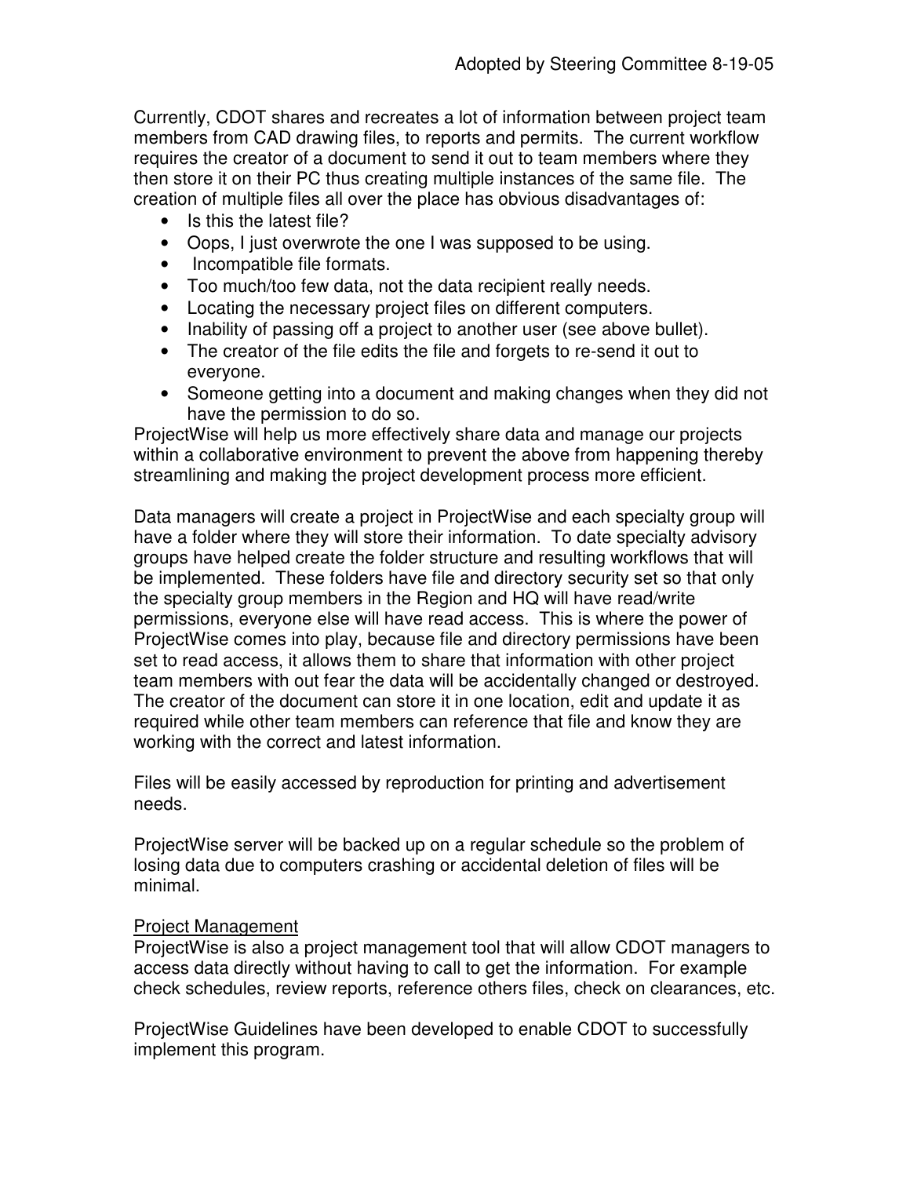Currently, CDOT shares and recreates a lot of information between project team members from CAD drawing files, to reports and permits. The current workflow requires the creator of a document to send it out to team members where they then store it on their PC thus creating multiple instances of the same file. The creation of multiple files all over the place has obvious disadvantages of:

- Is this the latest file?
- Oops, I just overwrote the one I was supposed to be using.
- Incompatible file formats.
- Too much/too few data, not the data recipient really needs.
- Locating the necessary project files on different computers.
- Inability of passing off a project to another user (see above bullet).
- The creator of the file edits the file and forgets to re-send it out to everyone.
- Someone getting into a document and making changes when they did not have the permission to do so.

ProjectWise will help us more effectively share data and manage our projects within a collaborative environment to prevent the above from happening thereby streamlining and making the project development process more efficient.

Data managers will create a project in ProjectWise and each specialty group will have a folder where they will store their information. To date specialty advisory groups have helped create the folder structure and resulting workflows that will be implemented. These folders have file and directory security set so that only the specialty group members in the Region and HQ will have read/write permissions, everyone else will have read access. This is where the power of ProjectWise comes into play, because file and directory permissions have been set to read access, it allows them to share that information with other project team members with out fear the data will be accidentally changed or destroyed. The creator of the document can store it in one location, edit and update it as required while other team members can reference that file and know they are working with the correct and latest information.

Files will be easily accessed by reproduction for printing and advertisement needs.

ProjectWise server will be backed up on a regular schedule so the problem of losing data due to computers crashing or accidental deletion of files will be minimal.

<u>Project Management</u>

ProjectWise is also a project management tool that will allow CDOT managers to access data directly without having to call to get the information. For example check schedules, review reports, reference others files, check on clearances, etc.

ProjectWise Guidelines have been developed to enable CDOT to successfully implement this program.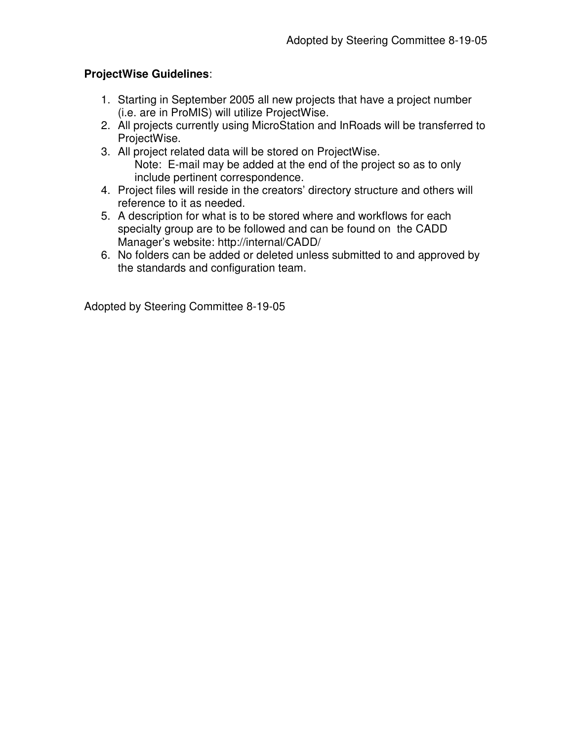**ProjectWise Guidelines**:

1. Starting in September 2005 all new projects that have a project number (i.e. are in ProMIS) will utilize ProjectWise.
2. All projects currently using MicroStation and InRoads will be transferred to ProjectWise.
3. All project related data will be stored on ProjectWise.
   Note: E-mail may be added at the end of the project so as to only include pertinent correspondence.
4. Project files will reside in the creators' directory structure and others will reference to it as needed.
5. A description for what is to be stored where and workflows for each specialty group are to be followed and can be found on the CADD Manager's website: http://internal/CADD/
6. No folders can be added or deleted unless submitted to and approved by the standards and configuration team.

Adopted by Steering Committee 8-19-05